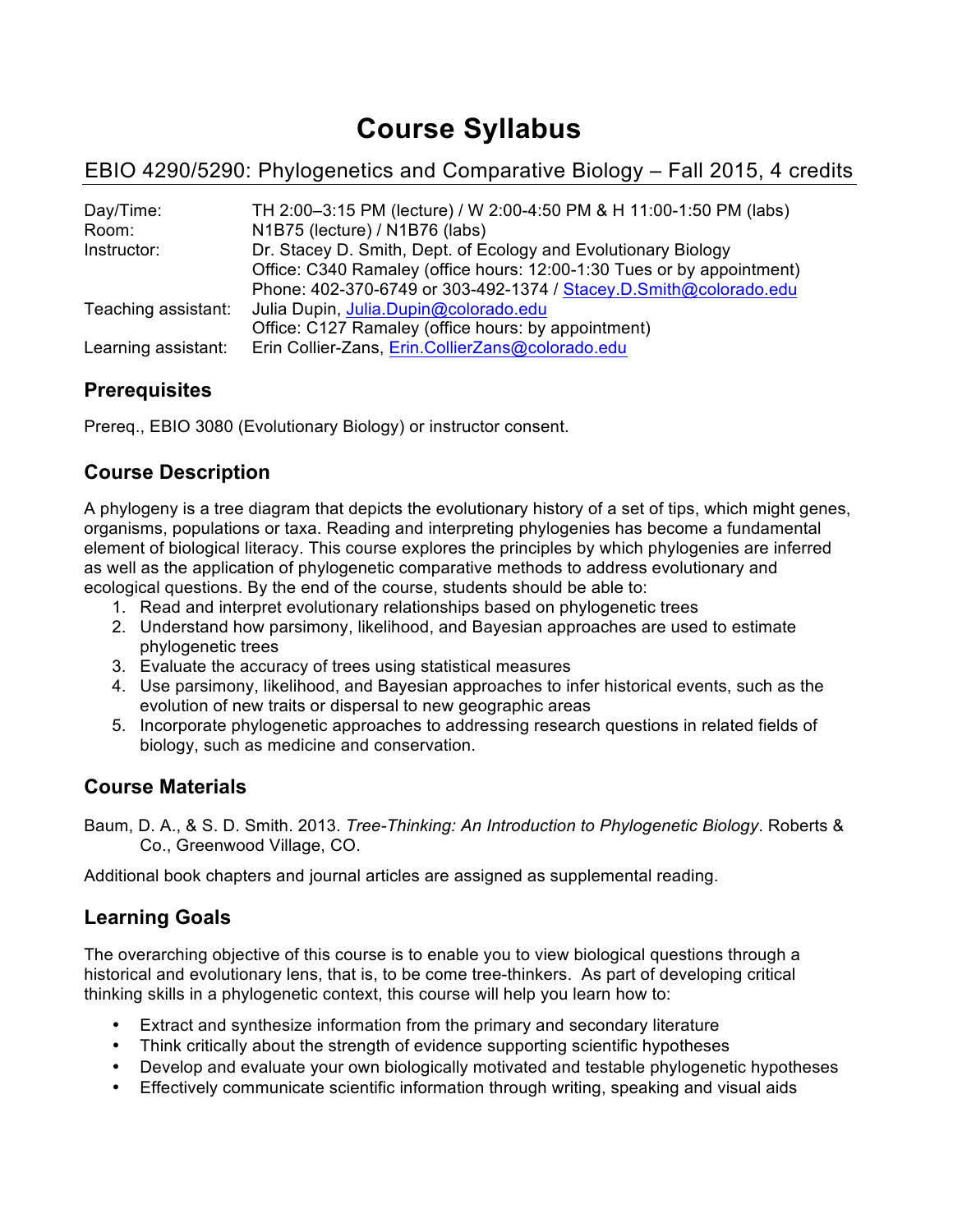# Course Syllabus

## EBIO 4290/5290: Phylogenetics and Comparative Biology – Fall 2015, 4 credits

| | |
|---|---|
| Day/Time: | TH 2:00–3:15 PM (lecture) / W 2:00-4:50 PM & H 11:00-1:50 PM (labs) |
| Room: | N1B75 (lecture) / N1B76 (labs) |
| Instructor: | Dr. Stacey D. Smith, Dept. of Ecology and Evolutionary Biology<br>Office: C340 Ramaley (office hours: 12:00-1:30 Tues or by appointment)<br>Phone: 402-370-6749 or 303-492-1374 / Stacey.D.Smith@colorado.edu |
| Teaching assistant: | Julia Dupin, Julia.Dupin@colorado.edu<br>Office: C127 Ramaley (office hours: by appointment) |
| Learning assistant: | Erin Collier-Zans, Erin.CollierZans@colorado.edu |

### Prerequisites

Prereq., EBIO 3080 (Evolutionary Biology) or instructor consent.

### Course Description

A phylogeny is a tree diagram that depicts the evolutionary history of a set of tips, which might genes, organisms, populations or taxa. Reading and interpreting phylogenies has become a fundamental element of biological literacy. This course explores the principles by which phylogenies are inferred as well as the application of phylogenetic comparative methods to address evolutionary and ecological questions. By the end of the course, students should be able to:

1. Read and interpret evolutionary relationships based on phylogenetic trees
2. Understand how parsimony, likelihood, and Bayesian approaches are used to estimate phylogenetic trees
3. Evaluate the accuracy of trees using statistical measures
4. Use parsimony, likelihood, and Bayesian approaches to infer historical events, such as the evolution of new traits or dispersal to new geographic areas
5. Incorporate phylogenetic approaches to addressing research questions in related fields of biology, such as medicine and conservation.

### Course Materials

Baum, D. A., & S. D. Smith. 2013. *Tree-Thinking: An Introduction to Phylogenetic Biology*. Roberts & Co., Greenwood Village, CO.

Additional book chapters and journal articles are assigned as supplemental reading.

### Learning Goals

The overarching objective of this course is to enable you to view biological questions through a historical and evolutionary lens, that is, to be come tree-thinkers. As part of developing critical thinking skills in a phylogenetic context, this course will help you learn how to:

- Extract and synthesize information from the primary and secondary literature
- Think critically about the strength of evidence supporting scientific hypotheses
- Develop and evaluate your own biologically motivated and testable phylogenetic hypotheses
- Effectively communicate scientific information through writing, speaking and visual aids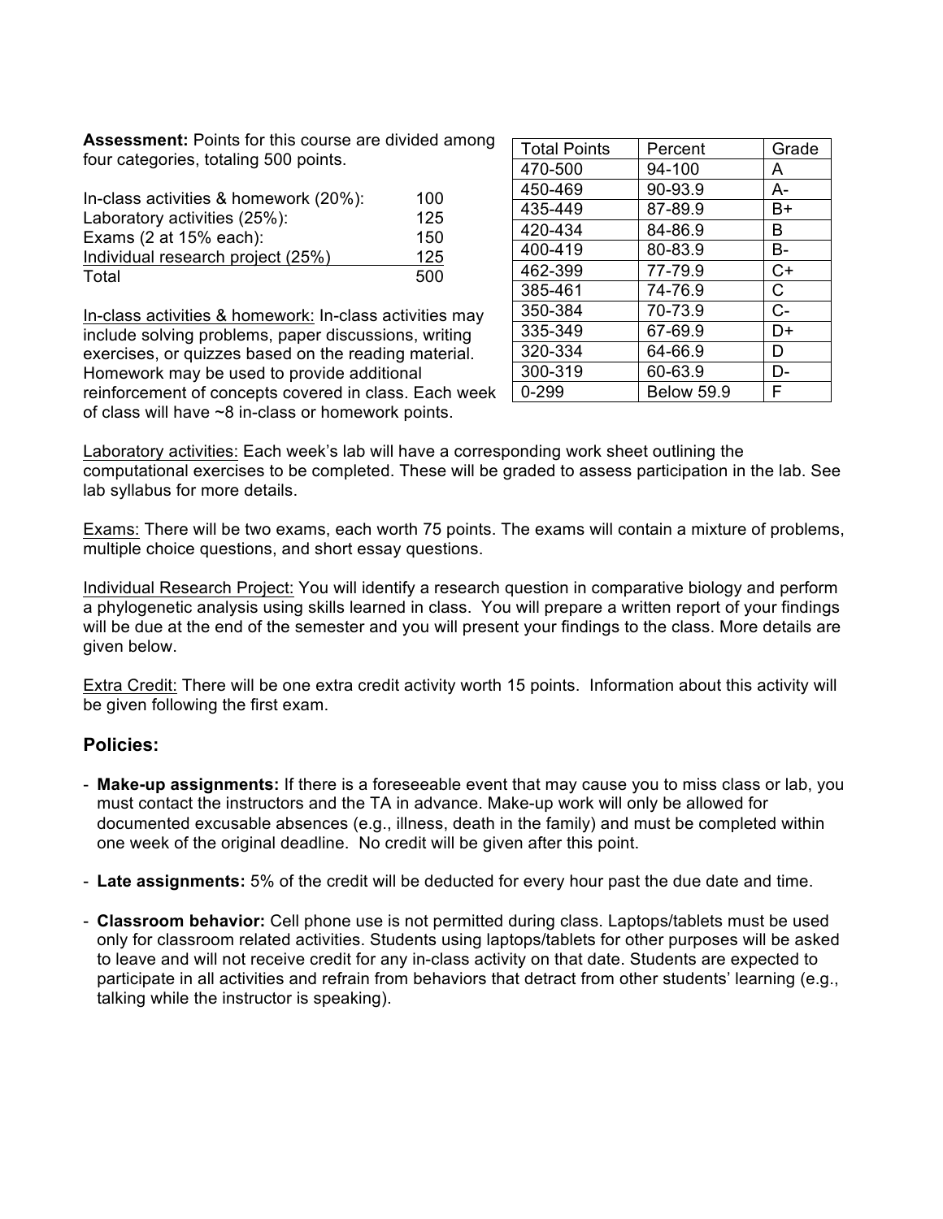**Assessment:** Points for this course are divided among four categories, totaling 500 points.

| | |
|---|---|
| In-class activities & homework (20%): | 100 |
| Laboratory activities (25%): | 125 |
| Exams (2 at 15% each): | 150 |
| Individual research project (25%) | 125 |
| Total | 500 |

| Total Points | Percent | Grade |
|---|---|---|
| 470-500 | 94-100 | A |
| 450-469 | 90-93.9 | A- |
| 435-449 | 87-89.9 | B+ |
| 420-434 | 84-86.9 | B |
| 400-419 | 80-83.9 | B- |
| 462-399 | 77-79.9 | C+ |
| 385-461 | 74-76.9 | C |
| 350-384 | 70-73.9 | C- |
| 335-349 | 67-69.9 | D+ |
| 320-334 | 64-66.9 | D |
| 300-319 | 60-63.9 | D- |
| 0-299 | Below 59.9 | F |

In-class activities & homework: In-class activities may include solving problems, paper discussions, writing exercises, or quizzes based on the reading material. Homework may be used to provide additional reinforcement of concepts covered in class. Each week of class will have ~8 in-class or homework points.

Laboratory activities: Each week's lab will have a corresponding work sheet outlining the computational exercises to be completed. These will be graded to assess participation in the lab. See lab syllabus for more details.

Exams: There will be two exams, each worth 75 points. The exams will contain a mixture of problems, multiple choice questions, and short essay questions.

Individual Research Project: You will identify a research question in comparative biology and perform a phylogenetic analysis using skills learned in class. You will prepare a written report of your findings will be due at the end of the semester and you will present your findings to the class. More details are given below.

Extra Credit: There will be one extra credit activity worth 15 points. Information about this activity will be given following the first exam.

## Policies:

- **Make-up assignments:** If there is a foreseeable event that may cause you to miss class or lab, you must contact the instructors and the TA in advance. Make-up work will only be allowed for documented excusable absences (e.g., illness, death in the family) and must be completed within one week of the original deadline. No credit will be given after this point.
- **Late assignments:** 5% of the credit will be deducted for every hour past the due date and time.
- **Classroom behavior:** Cell phone use is not permitted during class. Laptops/tablets must be used only for classroom related activities. Students using laptops/tablets for other purposes will be asked to leave and will not receive credit for any in-class activity on that date. Students are expected to participate in all activities and refrain from behaviors that detract from other students' learning (e.g., talking while the instructor is speaking).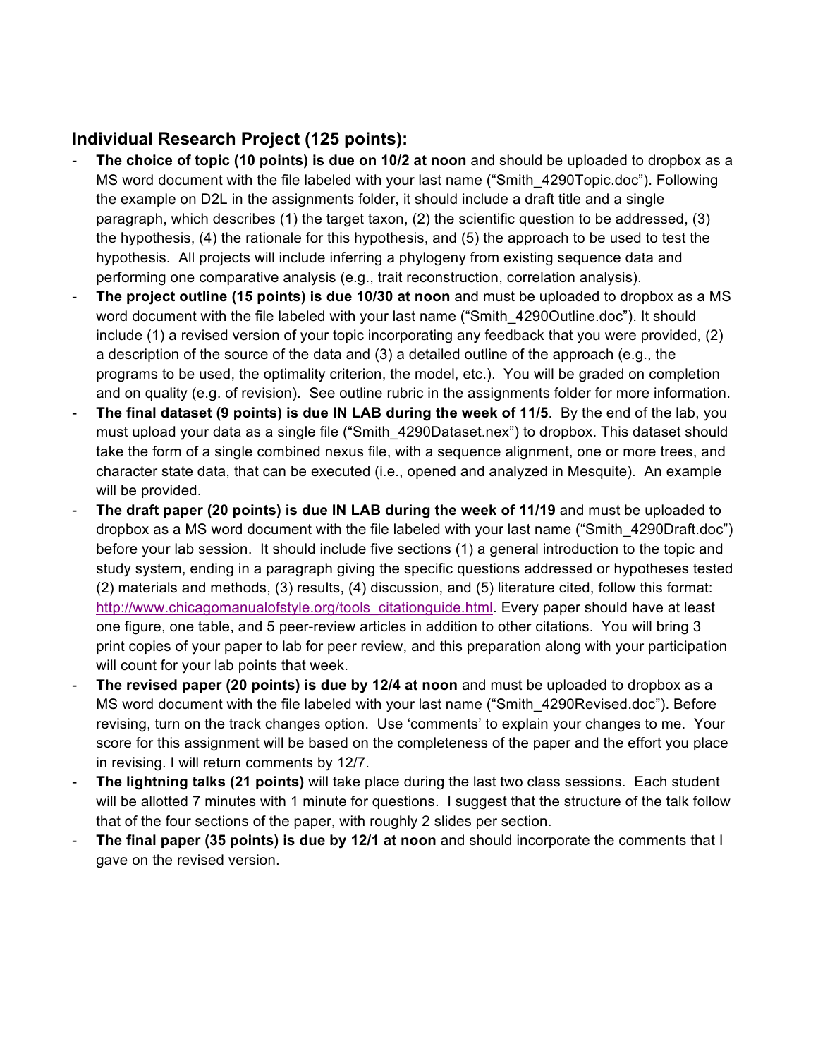## Individual Research Project (125 points):

- **The choice of topic (10 points) is due on 10/2 at noon** and should be uploaded to dropbox as a MS word document with the file labeled with your last name ("Smith_4290Topic.doc"). Following the example on D2L in the assignments folder, it should include a draft title and a single paragraph, which describes (1) the target taxon, (2) the scientific question to be addressed, (3) the hypothesis, (4) the rationale for this hypothesis, and (5) the approach to be used to test the hypothesis. All projects will include inferring a phylogeny from existing sequence data and performing one comparative analysis (e.g., trait reconstruction, correlation analysis).
- **The project outline (15 points) is due 10/30 at noon** and must be uploaded to dropbox as a MS word document with the file labeled with your last name ("Smith_4290Outline.doc"). It should include (1) a revised version of your topic incorporating any feedback that you were provided, (2) a description of the source of the data and (3) a detailed outline of the approach (e.g., the programs to be used, the optimality criterion, the model, etc.). You will be graded on completion and on quality (e.g. of revision). See outline rubric in the assignments folder for more information.
- **The final dataset (9 points) is due IN LAB during the week of 11/5**. By the end of the lab, you must upload your data as a single file ("Smith_4290Dataset.nex") to dropbox. This dataset should take the form of a single combined nexus file, with a sequence alignment, one or more trees, and character state data, that can be executed (i.e., opened and analyzed in Mesquite). An example will be provided.
- **The draft paper (20 points) is due IN LAB during the week of 11/19** and <u>must</u> be uploaded to dropbox as a MS word document with the file labeled with your last name ("Smith_4290Draft.doc") <u>before your lab session</u>. It should include five sections (1) a general introduction to the topic and study system, ending in a paragraph giving the specific questions addressed or hypotheses tested (2) materials and methods, (3) results, (4) discussion, and (5) literature cited, follow this format: http://www.chicagomanualofstyle.org/tools_citationguide.html. Every paper should have at least one figure, one table, and 5 peer-review articles in addition to other citations. You will bring 3 print copies of your paper to lab for peer review, and this preparation along with your participation will count for your lab points that week.
- **The revised paper (20 points) is due by 12/4 at noon** and must be uploaded to dropbox as a MS word document with the file labeled with your last name ("Smith_4290Revised.doc"). Before revising, turn on the track changes option. Use 'comments' to explain your changes to me. Your score for this assignment will be based on the completeness of the paper and the effort you place in revising. I will return comments by 12/7.
- **The lightning talks (21 points)** will take place during the last two class sessions. Each student will be allotted 7 minutes with 1 minute for questions. I suggest that the structure of the talk follow that of the four sections of the paper, with roughly 2 slides per section.
- **The final paper (35 points) is due by 12/1 at noon** and should incorporate the comments that I gave on the revised version.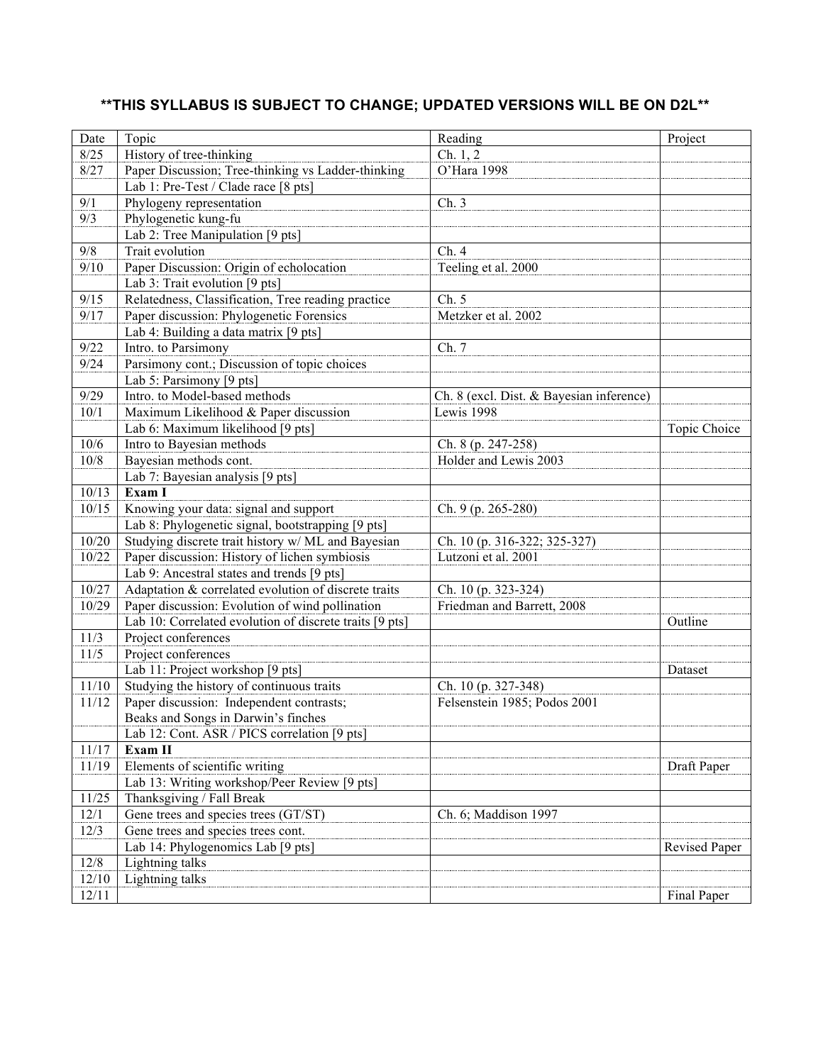**\*\*THIS SYLLABUS IS SUBJECT TO CHANGE; UPDATED VERSIONS WILL BE ON D2L\*\***

| Date | Topic | Reading | Project |
|---|---|---|---|
| 8/25 | History of tree-thinking | Ch. 1, 2 | |
| 8/27 | Paper Discussion; Tree-thinking vs Ladder-thinking | O'Hara 1998 | |
| | Lab 1: Pre-Test / Clade race [8 pts] | | |
| 9/1 | Phylogeny representation | Ch. 3 | |
| 9/3 | Phylogenetic kung-fu | | |
| | Lab 2: Tree Manipulation [9 pts] | | |
| 9/8 | Trait evolution | Ch. 4 | |
| 9/10 | Paper Discussion: Origin of echolocation | Teeling et al. 2000 | |
| | Lab 3: Trait evolution [9 pts] | | |
| 9/15 | Relatedness, Classification, Tree reading practice | Ch. 5 | |
| 9/17 | Paper discussion: Phylogenetic Forensics | Metzker et al. 2002 | |
| | Lab 4: Building a data matrix [9 pts] | | |
| 9/22 | Intro. to Parsimony | Ch. 7 | |
| 9/24 | Parsimony cont.; Discussion of topic choices | | |
| | Lab 5: Parsimony [9 pts] | | |
| 9/29 | Intro. to Model-based methods | Ch. 8 (excl. Dist. & Bayesian inference) | |
| 10/1 | Maximum Likelihood & Paper discussion | Lewis 1998 | |
| | Lab 6: Maximum likelihood [9 pts] | | Topic Choice |
| 10/6 | Intro to Bayesian methods | Ch. 8 (p. 247-258) | |
| 10/8 | Bayesian methods cont. | Holder and Lewis 2003 | |
| | Lab 7: Bayesian analysis [9 pts] | | |
| 10/13 | **Exam I** | | |
| 10/15 | Knowing your data: signal and support | Ch. 9 (p. 265-280) | |
| | Lab 8: Phylogenetic signal, bootstrapping [9 pts] | | |
| 10/20 | Studying discrete trait history w/ ML and Bayesian | Ch. 10 (p. 316-322; 325-327) | |
| 10/22 | Paper discussion: History of lichen symbiosis | Lutzoni et al. 2001 | |
| | Lab 9: Ancestral states and trends [9 pts] | | |
| 10/27 | Adaptation & correlated evolution of discrete traits | Ch. 10 (p. 323-324) | |
| 10/29 | Paper discussion: Evolution of wind pollination | Friedman and Barrett, 2008 | |
| | Lab 10: Correlated evolution of discrete traits [9 pts] | | Outline |
| 11/3 | Project conferences | | |
| 11/5 | Project conferences | | |
| | Lab 11: Project workshop [9 pts] | | Dataset |
| 11/10 | Studying the history of continuous traits | Ch. 10 (p. 327-348) | |
| 11/12 | Paper discussion: Independent contrasts; Beaks and Songs in Darwin's finches | Felsenstein 1985; Podos 2001 | |
| | Lab 12: Cont. ASR / PICS correlation [9 pts] | | |
| 11/17 | **Exam II** | | |
| 11/19 | Elements of scientific writing | | Draft Paper |
| | Lab 13: Writing workshop/Peer Review [9 pts] | | |
| 11/25 | Thanksgiving / Fall Break | | |
| 12/1 | Gene trees and species trees (GT/ST) | Ch. 6; Maddison 1997 | |
| 12/3 | Gene trees and species trees cont. | | |
| | Lab 14: Phylogenomics Lab [9 pts] | | Revised Paper |
| 12/8 | Lightning talks | | |
| 12/10 | Lightning talks | | |
| 12/11 | | | Final Paper |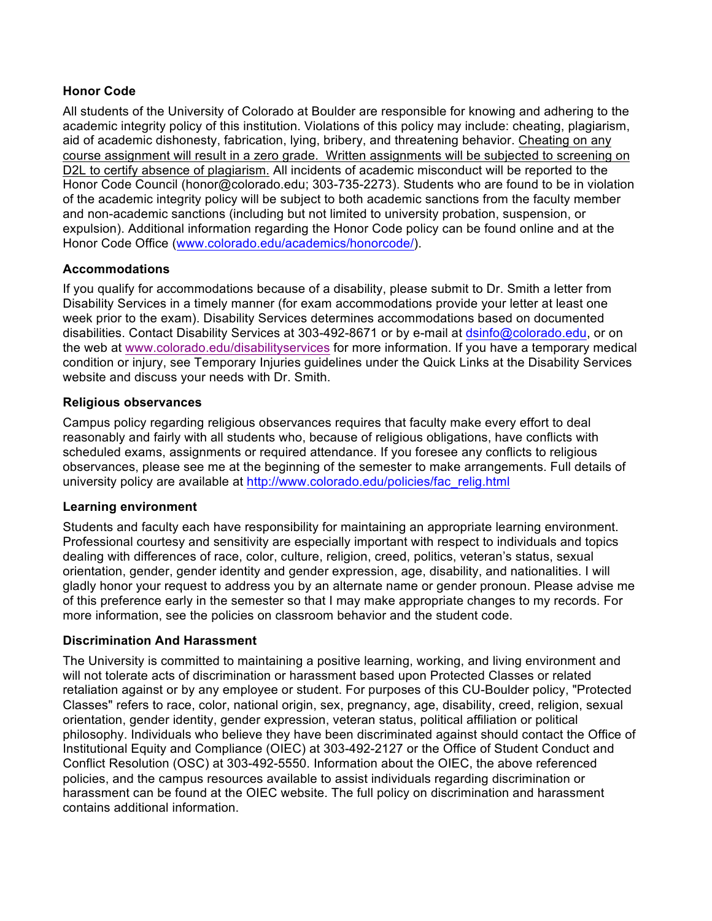**Honor Code**

All students of the University of Colorado at Boulder are responsible for knowing and adhering to the academic integrity policy of this institution. Violations of this policy may include: cheating, plagiarism, aid of academic dishonesty, fabrication, lying, bribery, and threatening behavior. Cheating on any course assignment will result in a zero grade. Written assignments will be subjected to screening on D2L to certify absence of plagiarism. All incidents of academic misconduct will be reported to the Honor Code Council (honor@colorado.edu; 303-735-2273). Students who are found to be in violation of the academic integrity policy will be subject to both academic sanctions from the faculty member and non-academic sanctions (including but not limited to university probation, suspension, or expulsion). Additional information regarding the Honor Code policy can be found online and at the Honor Code Office (www.colorado.edu/academics/honorcode/).

**Accommodations**

If you qualify for accommodations because of a disability, please submit to Dr. Smith a letter from Disability Services in a timely manner (for exam accommodations provide your letter at least one week prior to the exam). Disability Services determines accommodations based on documented disabilities. Contact Disability Services at 303-492-8671 or by e-mail at dsinfo@colorado.edu, or on the web at www.colorado.edu/disabilityservices for more information. If you have a temporary medical condition or injury, see Temporary Injuries guidelines under the Quick Links at the Disability Services website and discuss your needs with Dr. Smith.

**Religious observances**

Campus policy regarding religious observances requires that faculty make every effort to deal reasonably and fairly with all students who, because of religious obligations, have conflicts with scheduled exams, assignments or required attendance. If you foresee any conflicts to religious observances, please see me at the beginning of the semester to make arrangements. Full details of university policy are available at http://www.colorado.edu/policies/fac_relig.html

**Learning environment**

Students and faculty each have responsibility for maintaining an appropriate learning environment. Professional courtesy and sensitivity are especially important with respect to individuals and topics dealing with differences of race, color, culture, religion, creed, politics, veteran's status, sexual orientation, gender, gender identity and gender expression, age, disability, and nationalities. I will gladly honor your request to address you by an alternate name or gender pronoun. Please advise me of this preference early in the semester so that I may make appropriate changes to my records. For more information, see the policies on classroom behavior and the student code.

**Discrimination And Harassment**

The University is committed to maintaining a positive learning, working, and living environment and will not tolerate acts of discrimination or harassment based upon Protected Classes or related retaliation against or by any employee or student. For purposes of this CU-Boulder policy, "Protected Classes" refers to race, color, national origin, sex, pregnancy, age, disability, creed, religion, sexual orientation, gender identity, gender expression, veteran status, political affiliation or political philosophy. Individuals who believe they have been discriminated against should contact the Office of Institutional Equity and Compliance (OIEC) at 303-492-2127 or the Office of Student Conduct and Conflict Resolution (OSC) at 303-492-5550. Information about the OIEC, the above referenced policies, and the campus resources available to assist individuals regarding discrimination or harassment can be found at the OIEC website. The full policy on discrimination and harassment contains additional information.